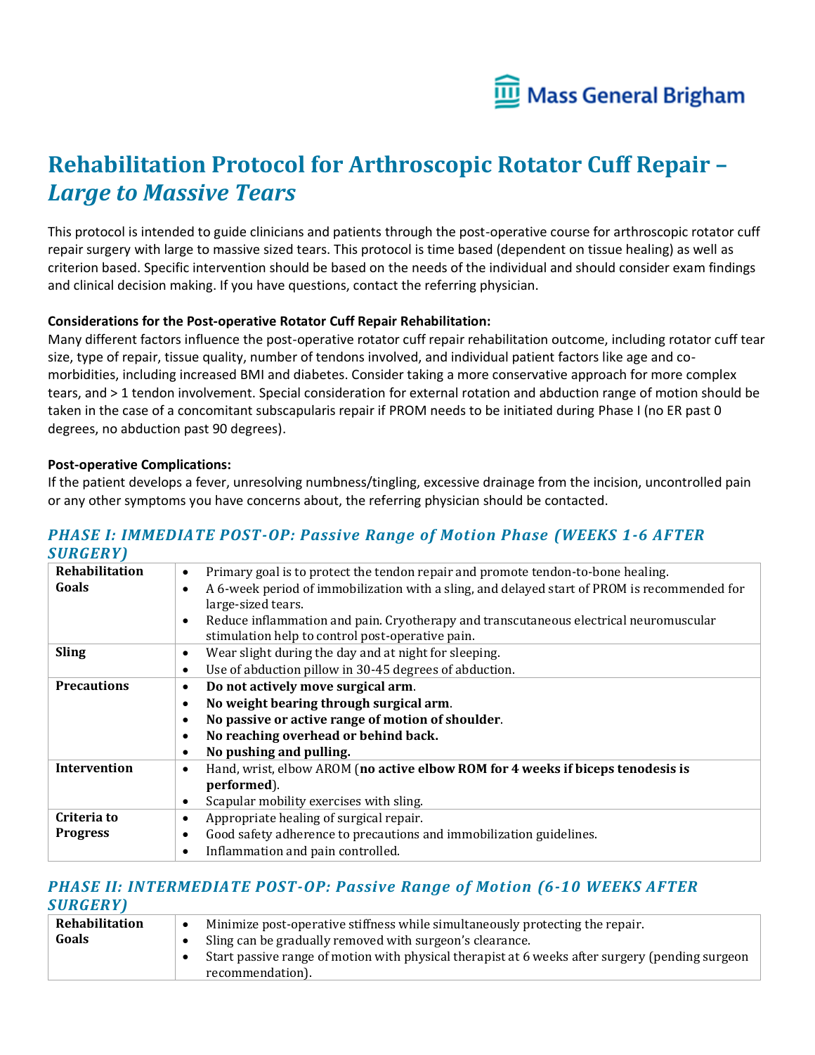# Rehabilitation Protocol for Arthroscopic Rotator Cuff Repair – *Large to Massive Tears*

This protocol is intended to guide clinicians and patients through the post-operative course for arthroscopic rotator cuff repair surgery with large to massive sized tears. This protocol is time based (dependent on tissue healing) as well as criterion based. Specific intervention should be based on the needs of the individual and should consider exam findings and clinical decision making. If you have questions, contact the referring physician.

**Considerations for the Post-operative Rotator Cuff Repair Rehabilitation:**

Many different factors influence the post-operative rotator cuff repair rehabilitation outcome, including rotator cuff tear size, type of repair, tissue quality, number of tendons involved, and individual patient factors like age and co-morbidities, including increased BMI and diabetes. Consider taking a more conservative approach for more complex tears, and > 1 tendon involvement. Special consideration for external rotation and abduction range of motion should be taken in the case of a concomitant subscapularis repair if PROM needs to be initiated during Phase I (no ER past 0 degrees, no abduction past 90 degrees).

**Post-operative Complications:**

If the patient develops a fever, unresolving numbness/tingling, excessive drainage from the incision, uncontrolled pain or any other symptoms you have concerns about, the referring physician should be contacted.

## *PHASE I: IMMEDIATE POST-OP: Passive Range of Motion Phase (WEEKS 1-6 AFTER SURGERY)*

| | |
|---|---|
| **Rehabilitation Goals** | • Primary goal is to protect the tendon repair and promote tendon-to-bone healing.<br>• A 6-week period of immobilization with a sling, and delayed start of PROM is recommended for large-sized tears.<br>• Reduce inflammation and pain. Cryotherapy and transcutaneous electrical neuromuscular stimulation help to control post-operative pain. |
| **Sling** | • Wear slight during the day and at night for sleeping.<br>• Use of abduction pillow in 30-45 degrees of abduction. |
| **Precautions** | • **Do not actively move surgical arm**.<br>• **No weight bearing through surgical arm**.<br>• **No passive or active range of motion of shoulder**.<br>• **No reaching overhead or behind back.**<br>• **No pushing and pulling.** |
| **Intervention** | • Hand, wrist, elbow AROM (**no active elbow ROM for 4 weeks if biceps tenodesis is performed**).<br>• Scapular mobility exercises with sling. |
| **Criteria to Progress** | • Appropriate healing of surgical repair.<br>• Good safety adherence to precautions and immobilization guidelines.<br>• Inflammation and pain controlled. |

## *PHASE II: INTERMEDIATE POST-OP: Passive Range of Motion (6-10 WEEKS AFTER SURGERY)*

| | |
|---|---|
| **Rehabilitation Goals** | • Minimize post-operative stiffness while simultaneously protecting the repair.<br>• Sling can be gradually removed with surgeon's clearance.<br>• Start passive range of motion with physical therapist at 6 weeks after surgery (pending surgeon recommendation). |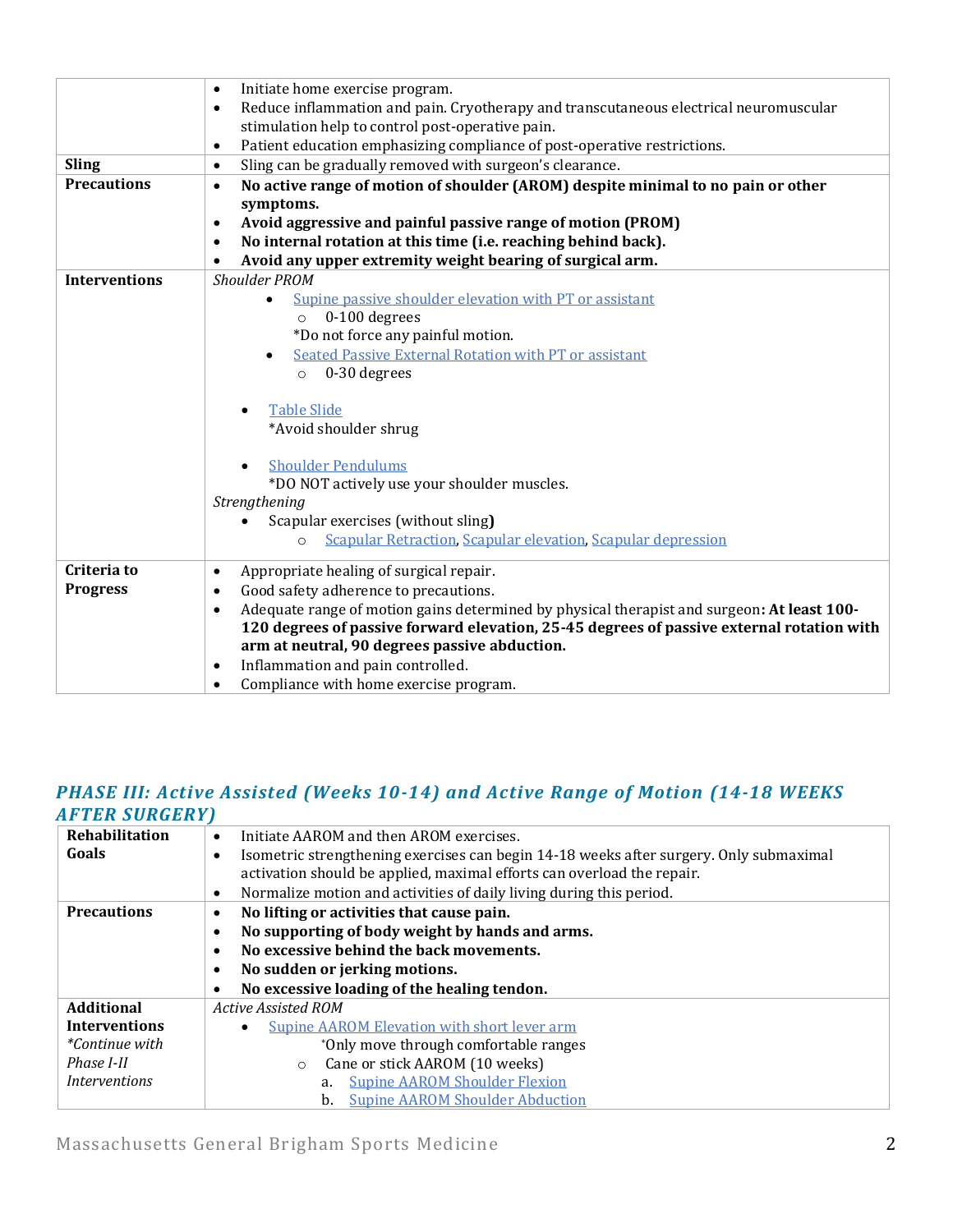| | |
|---|---|
| | • Initiate home exercise program.<br>• Reduce inflammation and pain. Cryotherapy and transcutaneous electrical neuromuscular stimulation help to control post-operative pain.<br>• Patient education emphasizing compliance of post-operative restrictions. |
| **Sling** | • Sling can be gradually removed with surgeon's clearance. |
| **Precautions** | • **No active range of motion of shoulder (AROM) despite minimal to no pain or other symptoms.**<br>• **Avoid aggressive and painful passive range of motion (PROM)**<br>• **No internal rotation at this time (i.e. reaching behind back).**<br>• **Avoid any upper extremity weight bearing of surgical arm.** |
| **Interventions** | *Shoulder PROM*<br>• Supine passive shoulder elevation with PT or assistant<br>  ○ 0-100 degrees<br>  *Do not force any painful motion.<br>• Seated Passive External Rotation with PT or assistant<br>  ○ 0-30 degrees<br><br>• Table Slide<br>  *Avoid shoulder shrug<br><br>• Shoulder Pendulums<br>  *DO NOT actively use your shoulder muscles.<br>*Strengthening*<br>• Scapular exercises (without sling**)**<br>  ○ Scapular Retraction, Scapular elevation, Scapular depression |
| **Criteria to Progress** | • Appropriate healing of surgical repair.<br>• Good safety adherence to precautions.<br>• Adequate range of motion gains determined by physical therapist and surgeon**: At least 100-120 degrees of passive forward elevation, 25-45 degrees of passive external rotation with arm at neutral, 90 degrees passive abduction.**<br>• Inflammation and pain controlled.<br>• Compliance with home exercise program. |

## *PHASE III: Active Assisted (Weeks 10-14) and Active Range of Motion (14-18 WEEKS AFTER SURGERY)*

| | |
|---|---|
| **Rehabilitation Goals** | • Initiate AAROM and then AROM exercises.<br>• Isometric strengthening exercises can begin 14-18 weeks after surgery. Only submaximal activation should be applied, maximal efforts can overload the repair.<br>• Normalize motion and activities of daily living during this period. |
| **Precautions** | • **No lifting or activities that cause pain.**<br>• **No supporting of body weight by hands and arms.**<br>• **No excessive behind the back movements.**<br>• **No sudden or jerking motions.**<br>• **No excessive loading of the healing tendon.** |
| **Additional Interventions**<br>*\*Continue with Phase I-II Interventions* | *Active Assisted ROM*<br>• Supine AAROM Elevation with short lever arm<br>  *Only move through comfortable ranges<br>  ○ Cane or stick AAROM (10 weeks)<br>    a. Supine AAROM Shoulder Flexion<br>    b. Supine AAROM Shoulder Abduction |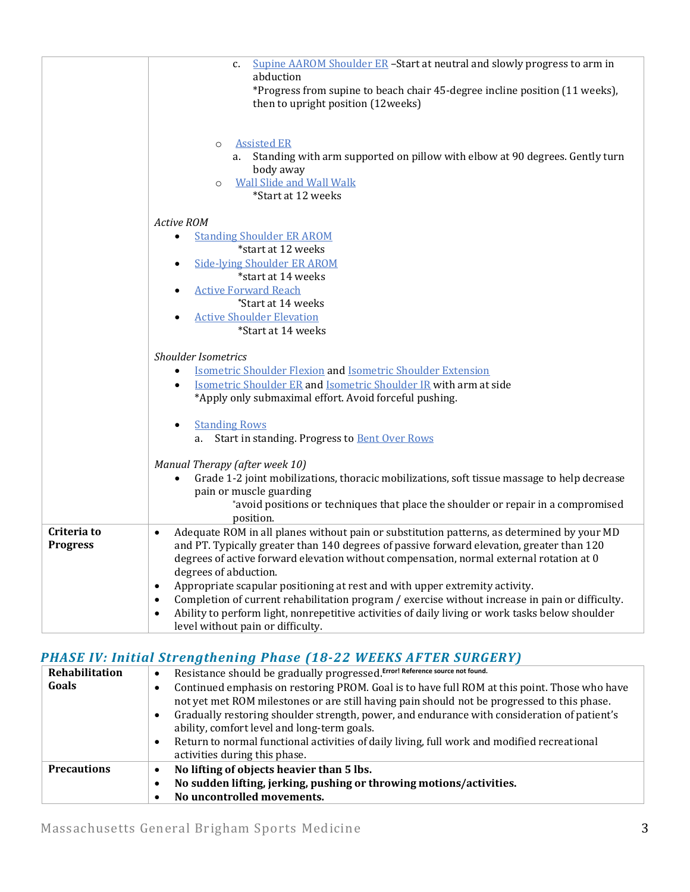| | |
|---|---|
| | c. Supine AAROM Shoulder ER –Start at neutral and slowly progress to arm in abduction<br>*Progress from supine to beach chair 45-degree incline position (11 weeks), then to upright position (12weeks)<br><br>◦ Assisted ER<br>a. Standing with arm supported on pillow with elbow at 90 degrees. Gently turn body away<br>◦ Wall Slide and Wall Walk<br>*Start at 12 weeks<br><br>*Active ROM*<br>• Standing Shoulder ER AROM<br>*start at 12 weeks<br>• Side-lying Shoulder ER AROM<br>*start at 14 weeks<br>• Active Forward Reach<br>*Start at 14 weeks<br>• Active Shoulder Elevation<br>*Start at 14 weeks<br><br>*Shoulder Isometrics*<br>• Isometric Shoulder Flexion and Isometric Shoulder Extension<br>• Isometric Shoulder ER and Isometric Shoulder IR with arm at side<br>*Apply only submaximal effort. Avoid forceful pushing.<br><br>• Standing Rows<br>a. Start in standing. Progress to Bent Over Rows<br><br>*Manual Therapy (after week 10)*<br>• Grade 1-2 joint mobilizations, thoracic mobilizations, soft tissue massage to help decrease pain or muscle guarding<br>*avoid positions or techniques that place the shoulder or repair in a compromised position. |
| **Criteria to Progress** | • Adequate ROM in all planes without pain or substitution patterns, as determined by your MD and PT. Typically greater than 140 degrees of passive forward elevation, greater than 120 degrees of active forward elevation without compensation, normal external rotation at 0 degrees of abduction.<br>• Appropriate scapular positioning at rest and with upper extremity activity.<br>• Completion of current rehabilitation program / exercise without increase in pain or difficulty.<br>• Ability to perform light, nonrepetitive activities of daily living or work tasks below shoulder level without pain or difficulty. |

## *PHASE IV: Initial Strengthening Phase (18-22 WEEKS AFTER SURGERY)*

| | |
|---|---|
| **Rehabilitation Goals** | • Resistance should be gradually progressed.**Error! Reference source not found.**<br>• Continued emphasis on restoring PROM. Goal is to have full ROM at this point. Those who have not yet met ROM milestones or are still having pain should not be progressed to this phase.<br>• Gradually restoring shoulder strength, power, and endurance with consideration of patient's ability, comfort level and long-term goals.<br>• Return to normal functional activities of daily living, full work and modified recreational activities during this phase. |
| **Precautions** | • **No lifting of objects heavier than 5 lbs.**<br>• **No sudden lifting, jerking, pushing or throwing motions/activities.**<br>• **No uncontrolled movements.** |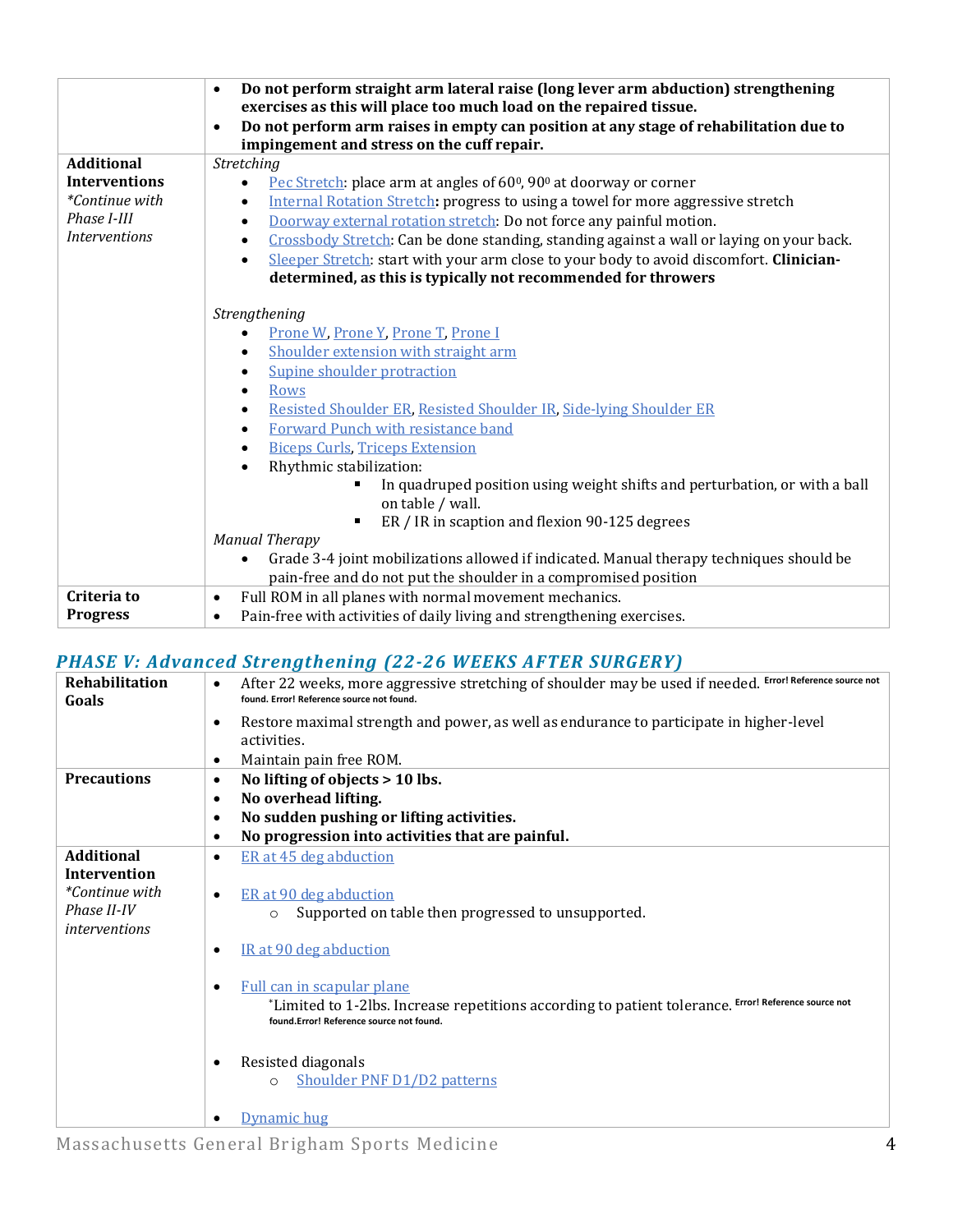|  |  |
| --- | --- |
|  | • **Do not perform straight arm lateral raise (long lever arm abduction) strengthening exercises as this will place too much load on the repaired tissue.**<br>• **Do not perform arm raises in empty can position at any stage of rehabilitation due to impingement and stress on the cuff repair.** |
| **Additional Interventions**<br>*\*Continue with Phase I-III Interventions* | *Stretching*<br>• Pec Stretch: place arm at angles of 60⁰, 90⁰ at doorway or corner<br>• Internal Rotation Stretch**:** progress to using a towel for more aggressive stretch<br>• Doorway external rotation stretch: Do not force any painful motion.<br>• Crossbody Stretch: Can be done standing, standing against a wall or laying on your back.<br>• Sleeper Stretch: start with your arm close to your body to avoid discomfort. **Clinician-determined, as this is typically not recommended for throwers**<br><br>*Strengthening*<br>• Prone W, Prone Y, Prone T, Prone I<br>• Shoulder extension with straight arm<br>• Supine shoulder protraction<br>• Rows<br>• Resisted Shoulder ER, Resisted Shoulder IR, Side-lying Shoulder ER<br>• Forward Punch with resistance band<br>• Biceps Curls, Triceps Extension<br>• Rhythmic stabilization:<br>▪ In quadruped position using weight shifts and perturbation, or with a ball on table / wall.<br>▪ ER / IR in scaption and flexion 90-125 degrees<br>*Manual Therapy*<br>• Grade 3-4 joint mobilizations allowed if indicated. Manual therapy techniques should be pain-free and do not put the shoulder in a compromised position |
| **Criteria to Progress** | • Full ROM in all planes with normal movement mechanics.<br>• Pain-free with activities of daily living and strengthening exercises. |

## *PHASE V: Advanced Strengthening (22-26 WEEKS AFTER SURGERY)*

|  |  |
| --- | --- |
| **Rehabilitation Goals** | • After 22 weeks, more aggressive stretching of shoulder may be used if needed. Error! Reference source not found. Error! Reference source not found.<br>• Restore maximal strength and power, as well as endurance to participate in higher-level activities.<br>• Maintain pain free ROM. |
| **Precautions** | • **No lifting of objects > 10 lbs.**<br>• **No overhead lifting.**<br>• **No sudden pushing or lifting activities.**<br>• **No progression into activities that are painful.** |
| **Additional Intervention**<br>*\*Continue with Phase II-IV interventions* | • ER at 45 deg abduction<br>• ER at 90 deg abduction<br>○ Supported on table then progressed to unsupported.<br>• IR at 90 deg abduction<br>• Full can in scapular plane<br>\*Limited to 1-2lbs. Increase repetitions according to patient tolerance. Error! Reference source not found.Error! Reference source not found.<br>• Resisted diagonals<br>○ Shoulder PNF D1/D2 patterns<br>• Dynamic hug |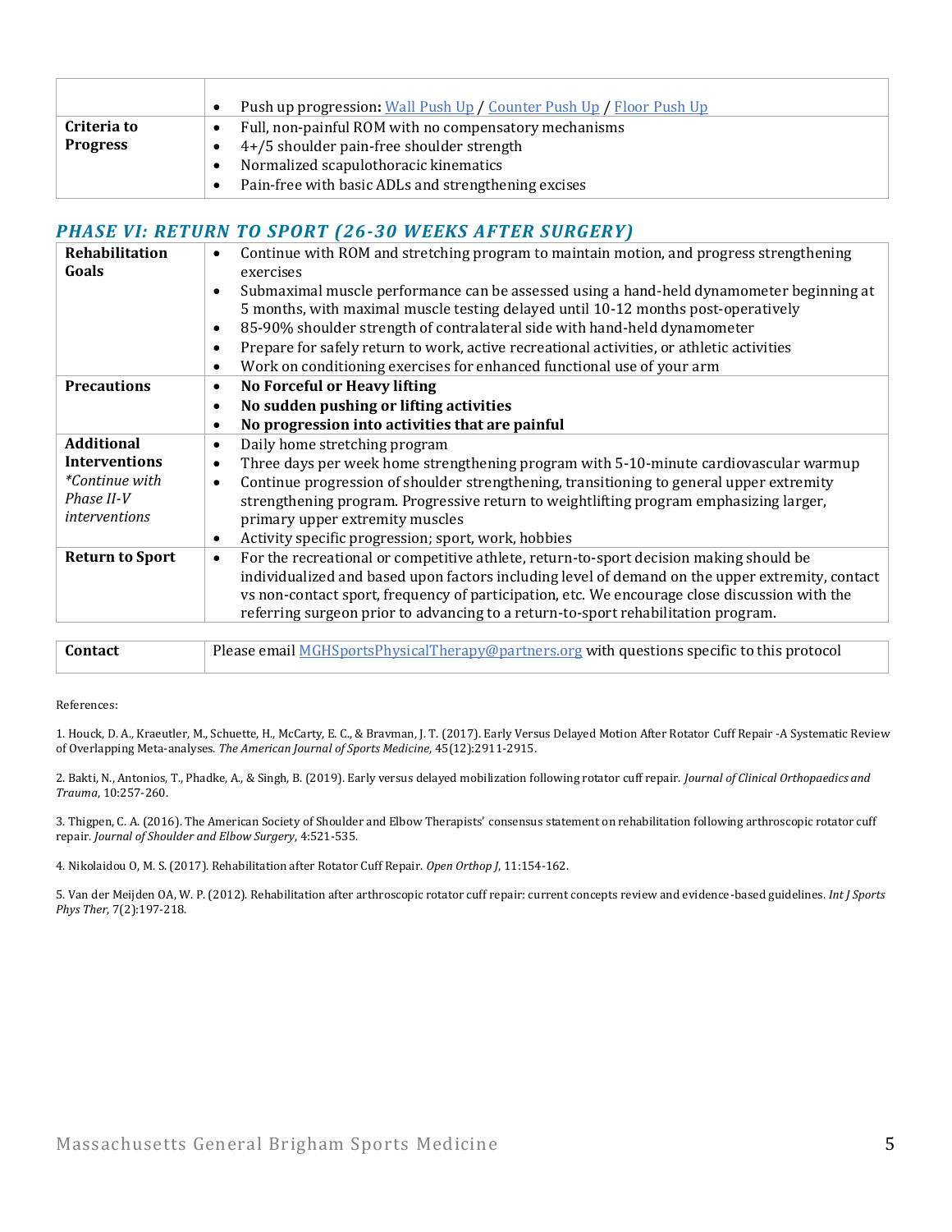| | |
|---|---|
| | • Push up progression**:** Wall Push Up / Counter Push Up / Floor Push Up |
| **Criteria to Progress** | • Full, non-painful ROM with no compensatory mechanisms<br>• 4+/5 shoulder pain-free shoulder strength<br>• Normalized scapulothoracic kinematics<br>• Pain-free with basic ADLs and strengthening excises |

## *PHASE VI: RETURN TO SPORT (26-30 WEEKS AFTER SURGERY)*

| | |
|---|---|
| **Rehabilitation Goals** | • Continue with ROM and stretching program to maintain motion, and progress strengthening exercises<br>• Submaximal muscle performance can be assessed using a hand-held dynamometer beginning at 5 months, with maximal muscle testing delayed until 10-12 months post-operatively<br>• 85-90% shoulder strength of contralateral side with hand-held dynamometer<br>• Prepare for safely return to work, active recreational activities, or athletic activities<br>• Work on conditioning exercises for enhanced functional use of your arm |
| **Precautions** | • **No Forceful or Heavy lifting**<br>• **No sudden pushing or lifting activities**<br>• **No progression into activities that are painful** |
| **Additional Interventions** *\*Continue with Phase II-V interventions* | • Daily home stretching program<br>• Three days per week home strengthening program with 5-10-minute cardiovascular warmup<br>• Continue progression of shoulder strengthening, transitioning to general upper extremity strengthening program. Progressive return to weightlifting program emphasizing larger, primary upper extremity muscles<br>• Activity specific progression; sport, work, hobbies |
| **Return to Sport** | • For the recreational or competitive athlete, return-to-sport decision making should be individualized and based upon factors including level of demand on the upper extremity, contact vs non-contact sport, frequency of participation, etc. We encourage close discussion with the referring surgeon prior to advancing to a return-to-sport rehabilitation program. |

| | |
|---|---|
| **Contact** | Please email MGHSportsPhysicalTherapy@partners.org with questions specific to this protocol |

References:

1. Houck, D. A., Kraeutler, M., Schuette, H., McCarty, E. C., & Bravman, J. T. (2017). Early Versus Delayed Motion After Rotator Cuff Repair -A Systematic Review of Overlapping Meta-analyses. *The American Journal of Sports Medicine*, 45(12):2911-2915.

2. Bakti, N., Antonios, T., Phadke, A., & Singh, B. (2019). Early versus delayed mobilization following rotator cuff repair. *Journal of Clinical Orthopaedics and Trauma*, 10:257-260.

3. Thigpen, C. A. (2016). The American Society of Shoulder and Elbow Therapists' consensus statement on rehabilitation following arthroscopic rotator cuff repair. *Journal of Shoulder and Elbow Surgery*, 4:521-535.

4. Nikolaidou O, M. S. (2017). Rehabilitation after Rotator Cuff Repair. *Open Orthop J*, 11:154-162.

5. Van der Meijden OA, W. P. (2012). Rehabilitation after arthroscopic rotator cuff repair: current concepts review and evidence-based guidelines. *Int J Sports Phys Ther*, 7(2):197-218.